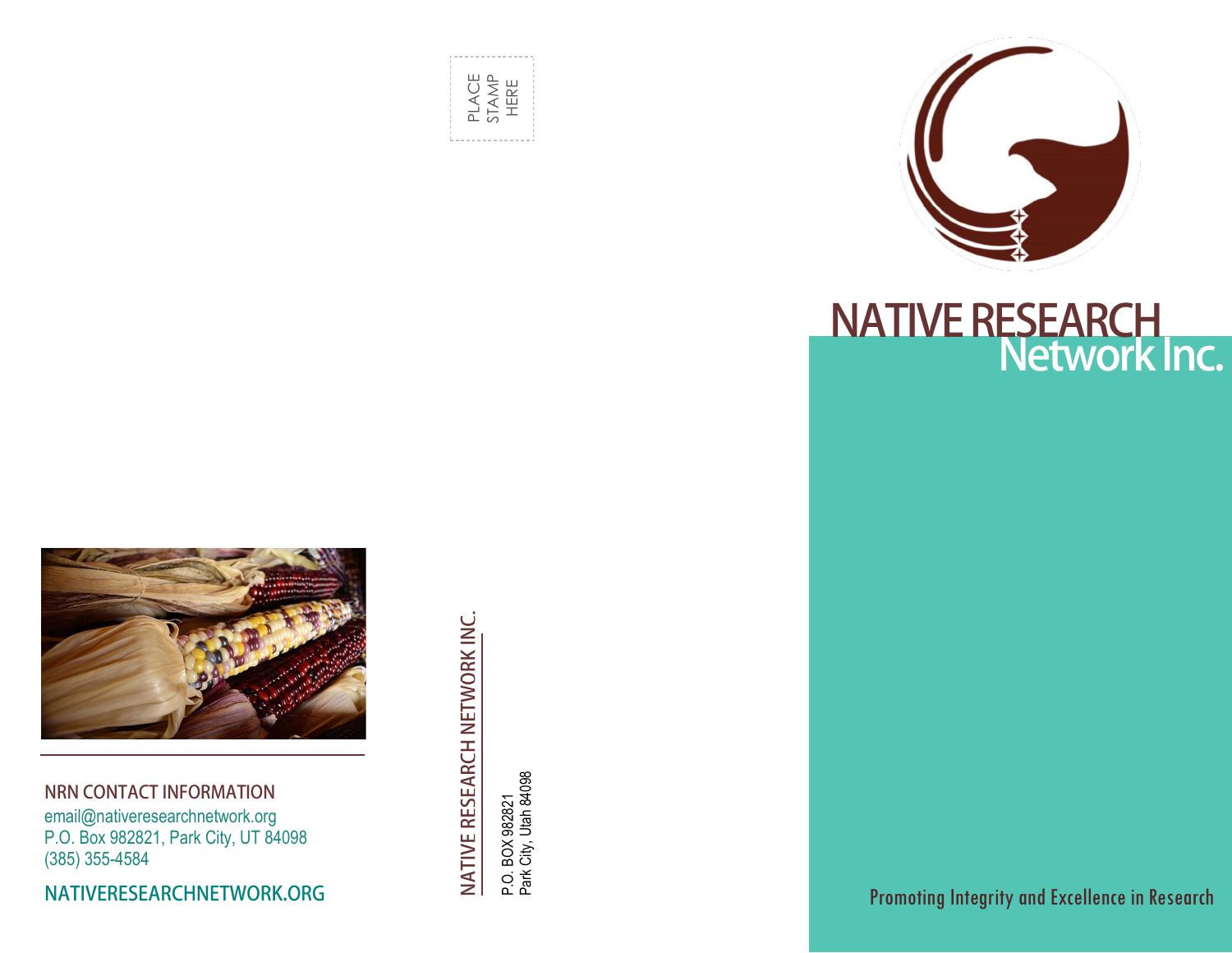NRN CONTACT INFORMATION

email@nativeresearchnetwork.org
P.O. Box 982821, Park City, UT 84098
(385) 355-4584

NATIVERESEARCHNETWORK.ORG

PLACE STAMP HERE

NATIVE RESEARCH NETWORK INC.

P.O. BOX 982821
Park City, Utah 84098

# NATIVE RESEARCH Network Inc.

Promoting Integrity and Excellence in Research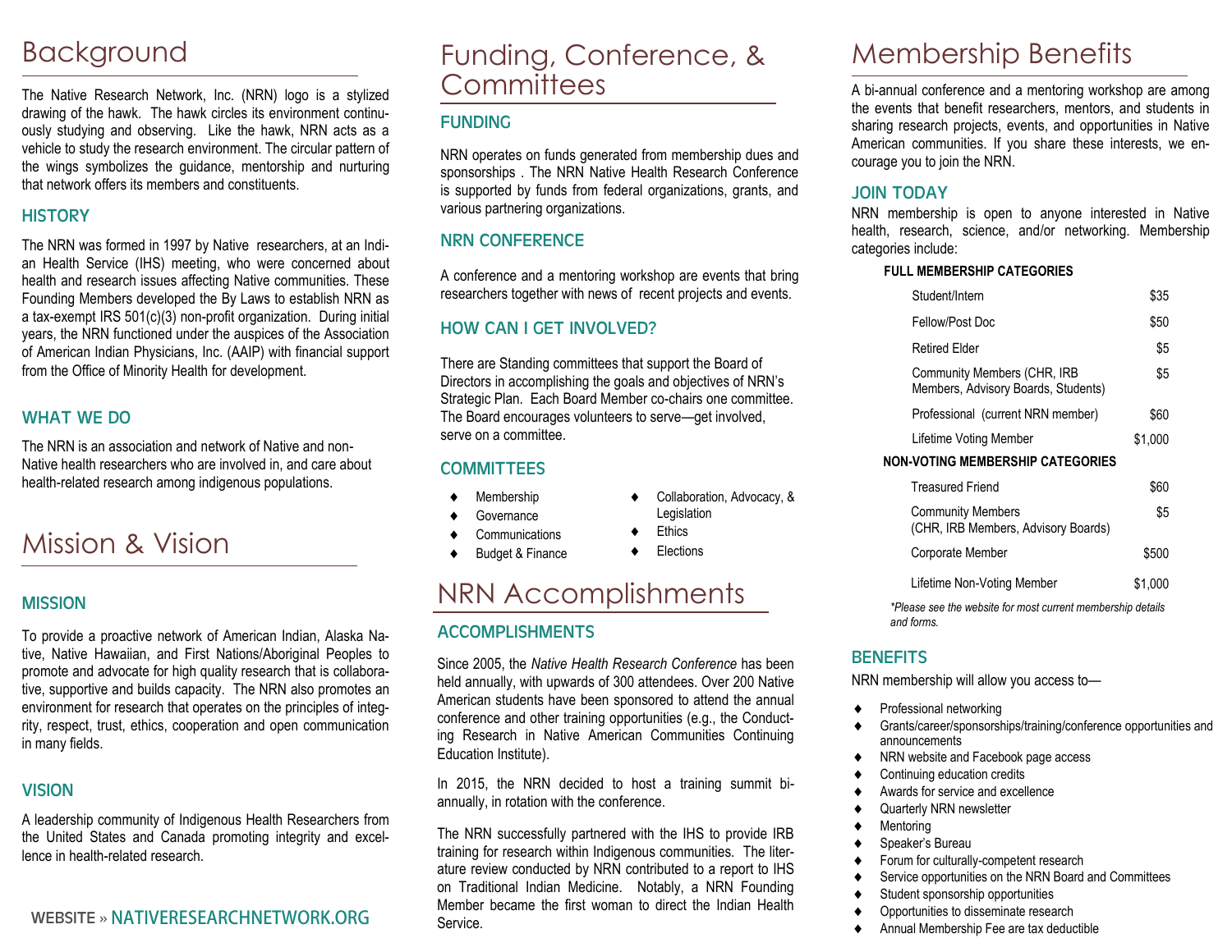# Background

The Native Research Network, Inc. (NRN) logo is a stylized drawing of the hawk. The hawk circles its environment continuously studying and observing. Like the hawk, NRN acts as a vehicle to study the research environment. The circular pattern of the wings symbolizes the guidance, mentorship and nurturing that network offers its members and constituents.

## HISTORY

The NRN was formed in 1997 by Native researchers, at an Indian Health Service (IHS) meeting, who were concerned about health and research issues affecting Native communities. These Founding Members developed the By Laws to establish NRN as a tax-exempt IRS 501(c)(3) non-profit organization. During initial years, the NRN functioned under the auspices of the Association of American Indian Physicians, Inc. (AAIP) with financial support from the Office of Minority Health for development.

## WHAT WE DO

The NRN is an association and network of Native and non-Native health researchers who are involved in, and care about health-related research among indigenous populations.

# Mission & Vision

## MISSION

To provide a proactive network of American Indian, Alaska Native, Native Hawaiian, and First Nations/Aboriginal Peoples to promote and advocate for high quality research that is collaborative, supportive and builds capacity. The NRN also promotes an environment for research that operates on the principles of integrity, respect, trust, ethics, cooperation and open communication in many fields.

## VISION

A leadership community of Indigenous Health Researchers from the United States and Canada promoting integrity and excellence in health-related research.

**WEBSITE » NATIVERESEARCHNETWORK.ORG**

# Funding, Conference, & Committees

## FUNDING

NRN operates on funds generated from membership dues and sponsorships . The NRN Native Health Research Conference is supported by funds from federal organizations, grants, and various partnering organizations.

## NRN CONFERENCE

A conference and a mentoring workshop are events that bring researchers together with news of recent projects and events.

## HOW CAN I GET INVOLVED?

There are Standing committees that support the Board of Directors in accomplishing the goals and objectives of NRN's Strategic Plan. Each Board Member co-chairs one committee. The Board encourages volunteers to serve—get involved, serve on a committee.

## COMMITTEES

- Membership
- Governance
- Communications
- Budget & Finance
- Collaboration, Advocacy, & Legislation
- Ethics
- Elections

# NRN Accomplishments

## ACCOMPLISHMENTS

Since 2005, the *Native Health Research Conference* has been held annually, with upwards of 300 attendees. Over 200 Native American students have been sponsored to attend the annual conference and other training opportunities (e.g., the Conducting Research in Native American Communities Continuing Education Institute).

In 2015, the NRN decided to host a training summit bi-annually, in rotation with the conference.

The NRN successfully partnered with the IHS to provide IRB training for research within Indigenous communities. The literature review conducted by NRN contributed to a report to IHS on Traditional Indian Medicine. Notably, a NRN Founding Member became the first woman to direct the Indian Health Service.

# Membership Benefits

A bi-annual conference and a mentoring workshop are among the events that benefit researchers, mentors, and students in sharing research projects, events, and opportunities in Native American communities. If you share these interests, we encourage you to join the NRN.

## JOIN TODAY

NRN membership is open to anyone interested in Native health, research, science, and/or networking. Membership categories include:

| | |
|---|---|
| **FULL MEMBERSHIP CATEGORIES** | |
| Student/Intern | $35 |
| Fellow/Post Doc | $50 |
| Retired Elder | $5 |
| Community Members (CHR, IRB Members, Advisory Boards, Students) | $5 |
| Professional (current NRN member) | $60 |
| Lifetime Voting Member | $1,000 |
| **NON-VOTING MEMBERSHIP CATEGORIES** | |
| Treasured Friend | $60 |
| Community Members (CHR, IRB Members, Advisory Boards) | $5 |
| Corporate Member | $500 |
| Lifetime Non-Voting Member | $1,000 |

*\*Please see the website for most current membership details and forms.*

## BENEFITS

NRN membership will allow you access to—

- Professional networking
- Grants/career/sponsorships/training/conference opportunities and announcements
- NRN website and Facebook page access
- Continuing education credits
- Awards for service and excellence
- Quarterly NRN newsletter
- Mentoring
- Speaker's Bureau
- Forum for culturally-competent research
- Service opportunities on the NRN Board and Committees
- Student sponsorship opportunities
- Opportunities to disseminate research
- Annual Membership Fee are tax deductible